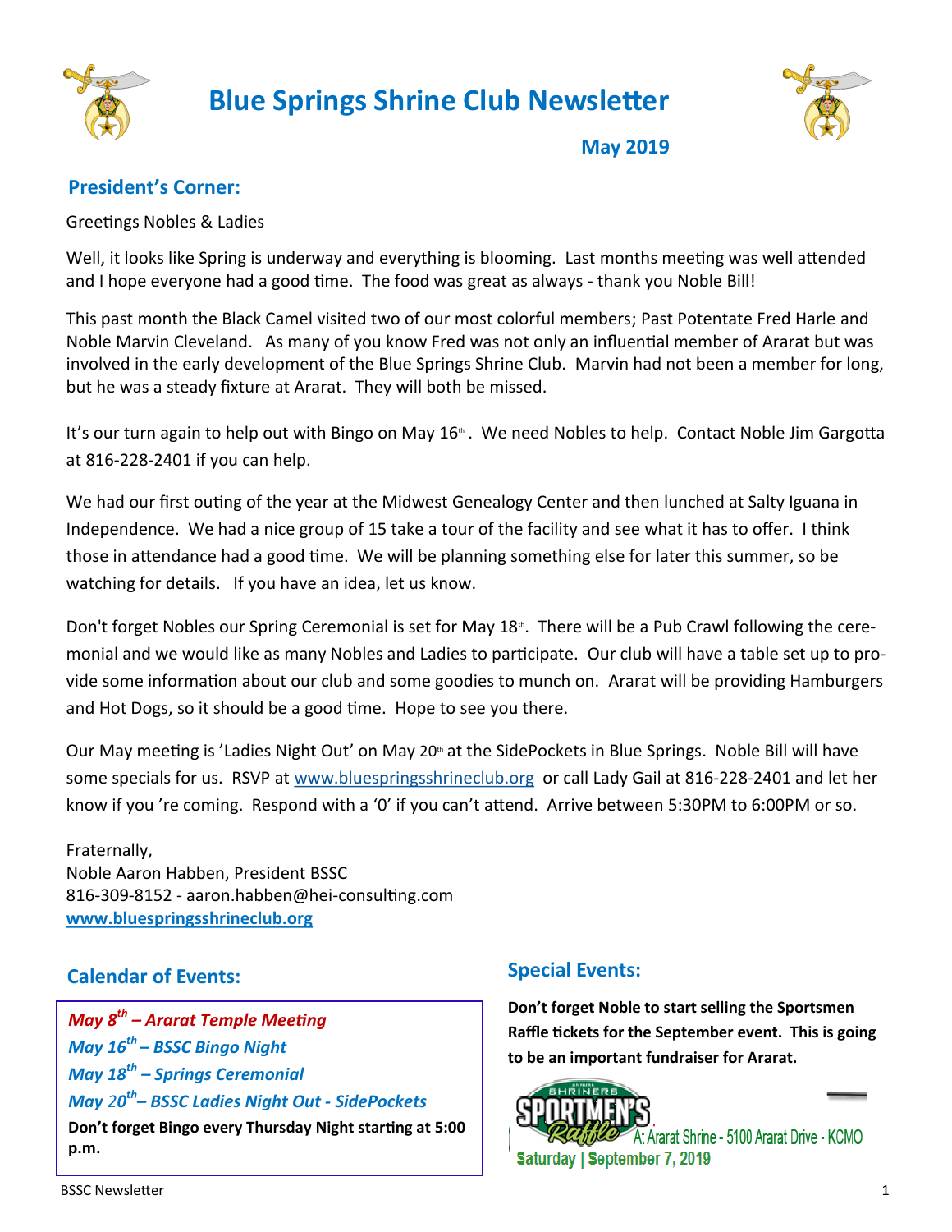# Blue Springs Shrine Club Newsletter

**May 2019**

## President's Corner:

Greetings Nobles & Ladies

Well, it looks like Spring is underway and everything is blooming. Last months meeting was well attended and I hope everyone had a good time. The food was great as always - thank you Noble Bill!

This past month the Black Camel visited two of our most colorful members; Past Potentate Fred Harle and Noble Marvin Cleveland. As many of you know Fred was not only an influential member of Ararat but was involved in the early development of the Blue Springs Shrine Club. Marvin had not been a member for long, but he was a steady fixture at Ararat. They will both be missed.

It's our turn again to help out with Bingo on May 16th. We need Nobles to help. Contact Noble Jim Gargotta at 816-228-2401 if you can help.

We had our first outing of the year at the Midwest Genealogy Center and then lunched at Salty Iguana in Independence. We had a nice group of 15 take a tour of the facility and see what it has to offer. I think those in attendance had a good time. We will be planning something else for later this summer, so be watching for details. If you have an idea, let us know.

Don't forget Nobles our Spring Ceremonial is set for May 18th. There will be a Pub Crawl following the ceremonial and we would like as many Nobles and Ladies to participate. Our club will have a table set up to provide some information about our club and some goodies to munch on. Ararat will be providing Hamburgers and Hot Dogs, so it should be a good time. Hope to see you there.

Our May meeting is 'Ladies Night Out' on May 20th at the SidePockets in Blue Springs. Noble Bill will have some specials for us. RSVP at www.bluespringsshrineclub.org or call Lady Gail at 816-228-2401 and let her know if you 're coming. Respond with a '0' if you can't attend. Arrive between 5:30PM to 6:00PM or so.

Fraternally,
Noble Aaron Habben, President BSSC
816-309-8152 - aaron.habben@hei-consulting.com
**www.bluespringsshrineclub.org**

## Calendar of Events:

***May 8th – Ararat Temple Meeting***
***May 16th – BSSC Bingo Night***
***May 18th – Springs Ceremonial***
***May 20th– BSSC Ladies Night Out - SidePockets***

**Don't forget Bingo every Thursday Night starting at 5:00 p.m.**

## Special Events:

**Don't forget Noble to start selling the Sportsmen Raffle tickets for the September event. This is going to be an important fundraiser for Ararat.**

Annual Shriners Sportmen's Raffle At Ararat Shrine - 5100 Ararat Drive - KCMO
Saturday | September 7, 2019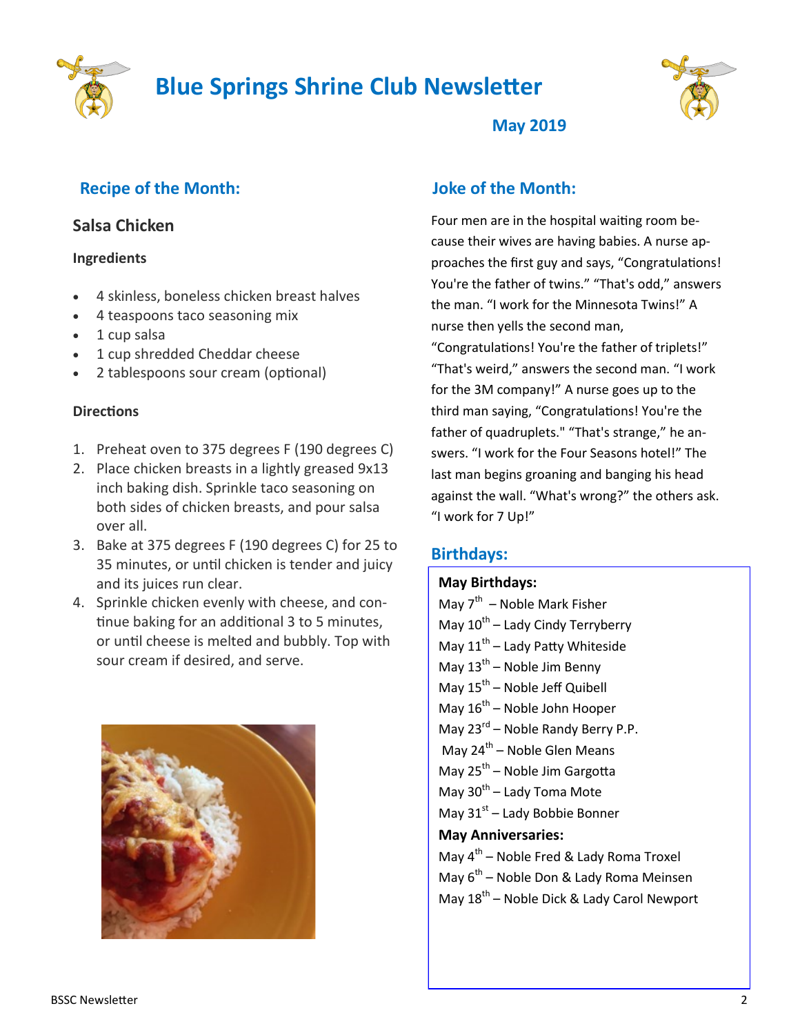# Blue Springs Shrine Club Newsletter

**May 2019**

## Recipe of the Month:

### Salsa Chicken

**Ingredients**

- 4 skinless, boneless chicken breast halves
- 4 teaspoons taco seasoning mix
- 1 cup salsa
- 1 cup shredded Cheddar cheese
- 2 tablespoons sour cream (optional)

**Directions**

1. Preheat oven to 375 degrees F (190 degrees C)
2. Place chicken breasts in a lightly greased 9x13 inch baking dish. Sprinkle taco seasoning on both sides of chicken breasts, and pour salsa over all.
3. Bake at 375 degrees F (190 degrees C) for 25 to 35 minutes, or until chicken is tender and juicy and its juices run clear.
4. Sprinkle chicken evenly with cheese, and continue baking for an additional 3 to 5 minutes, or until cheese is melted and bubbly. Top with sour cream if desired, and serve.

## Joke of the Month:

Four men are in the hospital waiting room because their wives are having babies. A nurse approaches the first guy and says, "Congratulations! You're the father of twins." "That's odd," answers the man. "I work for the Minnesota Twins!" A nurse then yells the second man, "Congratulations! You're the father of triplets!" "That's weird," answers the second man. "I work for the 3M company!" A nurse goes up to the third man saying, "Congratulations! You're the father of quadruplets." "That's strange," he answers. "I work for the Four Seasons hotel!" The last man begins groaning and banging his head against the wall. "What's wrong?" the others ask. "I work for 7 Up!"

## Birthdays:

**May Birthdays:**

May 7th – Noble Mark Fisher
May 10th – Lady Cindy Terryberry
May 11th – Lady Patty Whiteside
May 13th – Noble Jim Benny
May 15th – Noble Jeff Quibell
May 16th – Noble John Hooper
May 23rd – Noble Randy Berry P.P.
May 24th – Noble Glen Means
May 25th – Noble Jim Gargotta
May 30th – Lady Toma Mote
May 31st – Lady Bobbie Bonner

**May Anniversaries:**

May 4th – Noble Fred & Lady Roma Troxel
May 6th – Noble Don & Lady Roma Meinsen
May 18th – Noble Dick & Lady Carol Newport